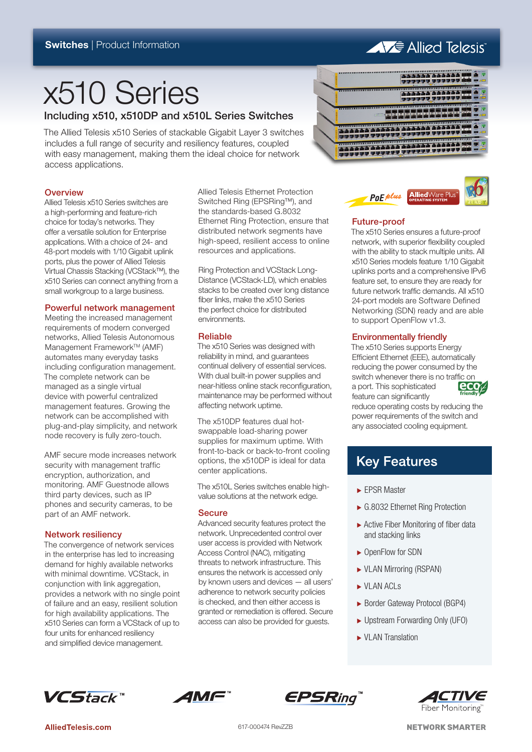**Switches** | Product Information

Allied Telesis

# x510 Series

## Including x510, x510DP and x510L Series Switches

The Allied Telesis x510 Series of stackable Gigabit Layer 3 switches includes a full range of security and resiliency features, coupled with easy management, making them the ideal choice for network access applications.

### Overview

Allied Telesis x510 Series switches are a high-performing and feature-rich choice for today's networks. They offer a versatile solution for Enterprise applications. With a choice of 24- and 48-port models with 1/10 Gigabit uplink ports, plus the power of Allied Telesis Virtual Chassis Stacking (VCStack™), the x510 Series can connect anything from a small workgroup to a large business.

### Powerful network management

Meeting the increased management requirements of modern converged networks, Allied Telesis Autonomous Management Framework™ (AMF) automates many everyday tasks including configuration management. The complete network can be managed as a single virtual device with powerful centralized management features. Growing the network can be accomplished with plug-and-play simplicity, and network node recovery is fully zero-touch.

AMF secure mode increases network security with management traffic encryption, authorization, and monitoring. AMF Guestnode allows third party devices, such as IP phones and security cameras, to be part of an AMF network.

### Network resiliency

The convergence of network services in the enterprise has led to increasing demand for highly available networks with minimal downtime. VCStack, in conjunction with link aggregation, provides a network with no single point of failure and an easy, resilient solution for high availability applications. The x510 Series can form a VCStack of up to four units for enhanced resiliency and simplified device management.

Allied Telesis Ethernet Protection Switched Ring (EPSRing™), and the standards-based G.8032 Ethernet Ring Protection, ensure that distributed network segments have high-speed, resilient access to online resources and applications.

Ring Protection and VCStack Long-Distance (VCStack-LD), which enables stacks to be created over long distance fiber links, make the x510 Series the perfect choice for distributed environments.

### Reliable

The x510 Series was designed with reliability in mind, and guarantees continual delivery of essential services. With dual built-in power supplies and near-hitless online stack reconfiguration, maintenance may be performed without affecting network uptime.

The x510DP features dual hot-swappable load-sharing power supplies for maximum uptime. With front-to-back or back-to-front cooling options, the x510DP is ideal for data center applications.

The x510L Series switches enable high-value solutions at the network edge.

### Secure

Advanced security features protect the network. Unprecedented control over user access is provided with Network Access Control (NAC), mitigating threats to network infrastructure. This ensures the network is accessed only by known users and devices — all users' adherence to network security policies is checked, and then either access is granted or remediation is offered. Secure access can also be provided for guests.

### Future-proof

The x510 Series ensures a future-proof network, with superior flexibility coupled with the ability to stack multiple units. All x510 Series models feature 1/10 Gigabit uplinks ports and a comprehensive IPv6 feature set, to ensure they are ready for future network traffic demands. All x510 24-port models are Software Defined Networking (SDN) ready and are able to support OpenFlow v1.3.

### Environmentally friendly

The x510 Series supports Energy Efficient Ethernet (EEE), automatically reducing the power consumed by the switch whenever there is no traffic on a port. This sophisticated feature can significantly reduce operating costs by reducing the power requirements of the switch and any associated cooling equipment.

## Key Features

- EPSR Master
- G.8032 Ethernet Ring Protection
- Active Fiber Monitoring of fiber data and stacking links
- OpenFlow for SDN
- VLAN Mirroring (RSPAN)
- VLAN ACLs
- Border Gateway Protocol (BGP4)
- Upstream Forwarding Only (UFO)
- VLAN Translation

AlliedTelesis.com

617-000474 RevZZB

NETWORK SMARTER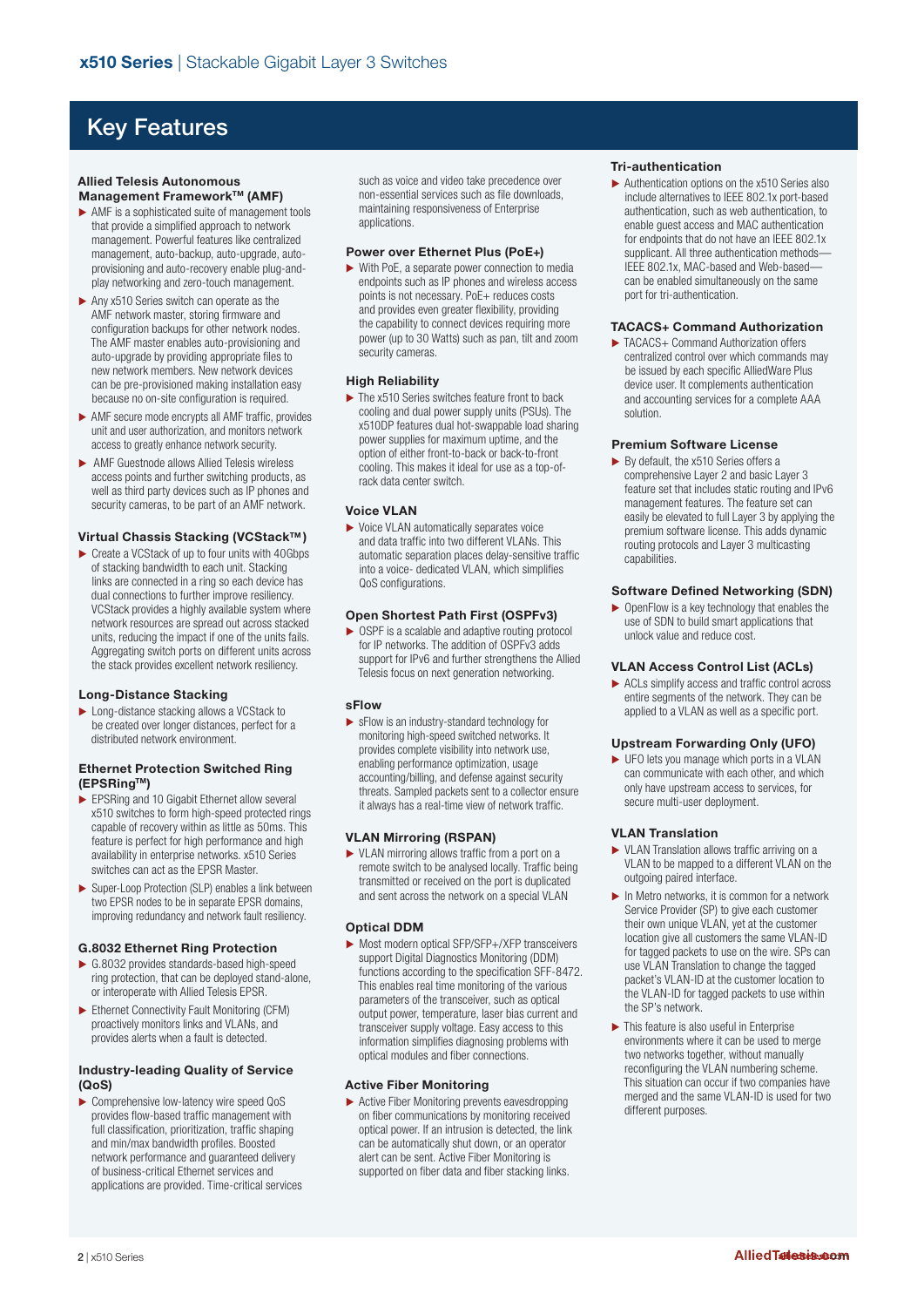## Key Features

### Allied Telesis Autonomous Management Framework™ (AMF)

- AMF is a sophisticated suite of management tools that provide a simplified approach to network management. Powerful features like centralized management, auto-backup, auto-upgrade, auto-provisioning and auto-recovery enable plug-and-play networking and zero-touch management.
- Any x510 Series switch can operate as the AMF network master, storing firmware and configuration backups for other network nodes. The AMF master enables auto-provisioning and auto-upgrade by providing appropriate files to new network members. New network devices can be pre-provisioned making installation easy because no on-site configuration is required.
- AMF secure mode encrypts all AMF traffic, provides unit and user authorization, and monitors network access to greatly enhance network security.
- AMF Guestnode allows Allied Telesis wireless access points and further switching products, as well as third party devices such as IP phones and security cameras, to be part of an AMF network.

### Virtual Chassis Stacking (VCStack™)

- Create a VCStack of up to four units with 40Gbps of stacking bandwidth to each unit. Stacking links are connected in a ring so each device has dual connections to further improve resiliency. VCStack provides a highly available system where network resources are spread out across stacked units, reducing the impact if one of the units fails. Aggregating switch ports on different units across the stack provides excellent network resiliency.

### Long-Distance Stacking

- Long-distance stacking allows a VCStack to be created over longer distances, perfect for a distributed network environment.

### Ethernet Protection Switched Ring (EPSRing™)

- EPSRing and 10 Gigabit Ethernet allow several x510 switches to form high-speed protected rings capable of recovery within as little as 50ms. This feature is perfect for high performance and high availability in enterprise networks. x510 Series switches can act as the EPSR Master.
- Super-Loop Protection (SLP) enables a link between two EPSR nodes to be in separate EPSR domains, improving redundancy and network fault resiliency.

### G.8032 Ethernet Ring Protection

- G.8032 provides standards-based high-speed ring protection, that can be deployed stand-alone, or interoperate with Allied Telesis EPSR.
- Ethernet Connectivity Fault Monitoring (CFM) proactively monitors links and VLANs, and provides alerts when a fault is detected.

### Industry-leading Quality of Service (QoS)

- Comprehensive low-latency wire speed QoS provides flow-based traffic management with full classification, prioritization, traffic shaping and min/max bandwidth profiles. Boosted network performance and guaranteed delivery of business-critical Ethernet services and applications are provided. Time-critical services such as voice and video take precedence over non-essential services such as file downloads, maintaining responsiveness of Enterprise applications.

### Power over Ethernet Plus (PoE+)

- With PoE, a separate power connection to media endpoints such as IP phones and wireless access points is not necessary. PoE+ reduces costs and provides even greater flexibility, providing the capability to connect devices requiring more power (up to 30 Watts) such as pan, tilt and zoom security cameras.

### High Reliability

- The x510 Series switches feature front to back cooling and dual power supply units (PSUs). The x510DP features dual hot-swappable load sharing power supplies for maximum uptime, and the option of either front-to-back or back-to-front cooling. This makes it ideal for use as a top-of-rack data center switch.

### Voice VLAN

- Voice VLAN automatically separates voice and data traffic into two different VLANs. This automatic separation places delay-sensitive traffic into a voice- dedicated VLAN, which simplifies QoS configurations.

### Open Shortest Path First (OSPFv3)

- OSPF is a scalable and adaptive routing protocol for IP networks. The addition of OSPFv3 adds support for IPv6 and further strengthens the Allied Telesis focus on next generation networking.

### sFlow

- sFlow is an industry-standard technology for monitoring high-speed switched networks. It provides complete visibility into network use, enabling performance optimization, usage accounting/billing, and defense against security threats. Sampled packets sent to a collector ensure it always has a real-time view of network traffic.

### VLAN Mirroring (RSPAN)

- VLAN mirroring allows traffic from a port on a remote switch to be analysed locally. Traffic being transmitted or received on the port is duplicated and sent across the network on a special VLAN

### Optical DDM

- Most modern optical SFP/SFP+/XFP transceivers support Digital Diagnostics Monitoring (DDM) functions according to the specification SFF-8472. This enables real time monitoring of the various parameters of the transceiver, such as optical output power, temperature, laser bias current and transceiver supply voltage. Easy access to this information simplifies diagnosing problems with optical modules and fiber connections.

### Active Fiber Monitoring

- Active Fiber Monitoring prevents eavesdropping on fiber communications by monitoring received optical power. If an intrusion is detected, the link can be automatically shut down, or an operator alert can be sent. Active Fiber Monitoring is supported on fiber data and fiber stacking links.

### Tri-authentication

- Authentication options on the x510 Series also include alternatives to IEEE 802.1x port-based authentication, such as web authentication, to enable guest access and MAC authentication for endpoints that do not have an IEEE 802.1x supplicant. All three authentication methods—IEEE 802.1x, MAC-based and Web-based—can be enabled simultaneously on the same port for tri-authentication.

### TACACS+ Command Authorization

- TACACS+ Command Authorization offers centralized control over which commands may be issued by each specific AlliedWare Plus device user. It complements authentication and accounting services for a complete AAA solution.

### Premium Software License

- By default, the x510 Series offers a comprehensive Layer 2 and basic Layer 3 feature set that includes static routing and IPv6 management features. The feature set can easily be elevated to full Layer 3 by applying the premium software license. This adds dynamic routing protocols and Layer 3 multicasting capabilities.

### Software Defined Networking (SDN)

- OpenFlow is a key technology that enables the use of SDN to build smart applications that unlock value and reduce cost.

### VLAN Access Control List (ACLs)

- ACLs simplify access and traffic control across entire segments of the network. They can be applied to a VLAN as well as a specific port.

### Upstream Forwarding Only (UFO)

- UFO lets you manage which ports in a VLAN can communicate with each other, and which only have upstream access to services, for secure multi-user deployment.

### VLAN Translation

- VLAN Translation allows traffic arriving on a VLAN to be mapped to a different VLAN on the outgoing paired interface.
- In Metro networks, it is common for a network Service Provider (SP) to give each customer their own unique VLAN, yet at the customer location give all customers the same VLAN-ID for tagged packets to use on the wire. SPs can use VLAN Translation to change the tagged packet's VLAN-ID at the customer location to the VLAN-ID for tagged packets to use within the SP's network.
- This feature is also useful in Enterprise environments where it can be used to merge two networks together, without manually reconfiguring the VLAN numbering scheme. This situation can occur if two companies have merged and the same VLAN-ID is used for two different purposes.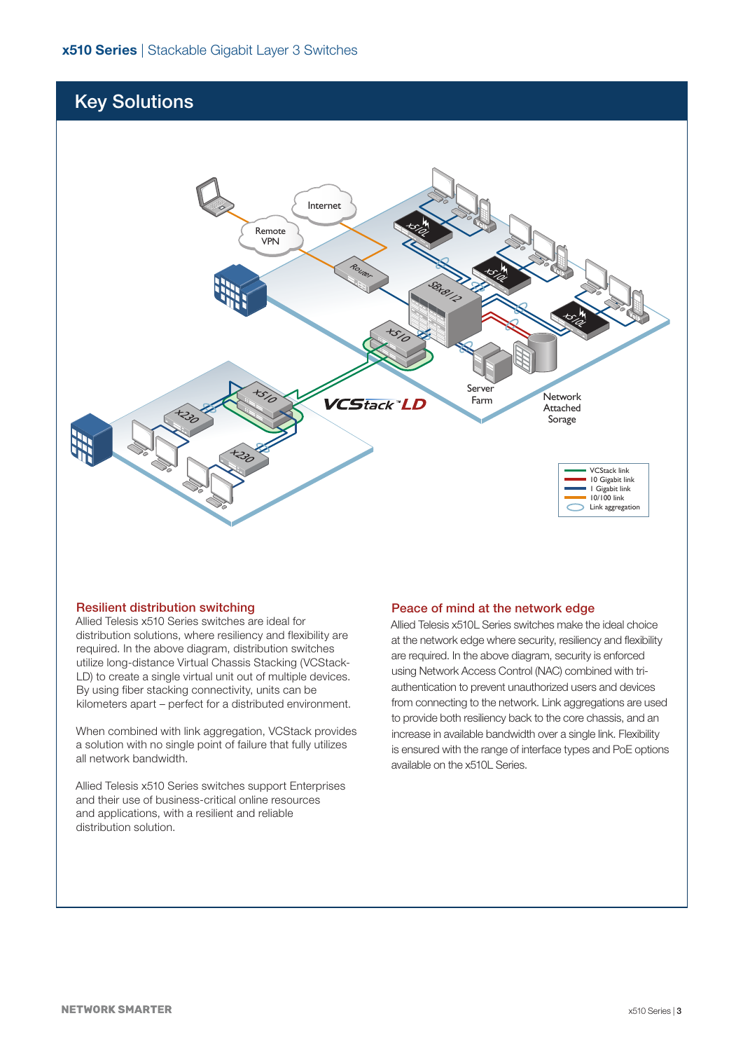## Key Solutions

### Resilient distribution switching

Allied Telesis x510 Series switches are ideal for distribution solutions, where resiliency and flexibility are required. In the above diagram, distribution switches utilize long-distance Virtual Chassis Stacking (VCStack-LD) to create a single virtual unit out of multiple devices. By using fiber stacking connectivity, units can be kilometers apart – perfect for a distributed environment.

When combined with link aggregation, VCStack provides a solution with no single point of failure that fully utilizes all network bandwidth.

Allied Telesis x510 Series switches support Enterprises and their use of business-critical online resources and applications, with a resilient and reliable distribution solution.

### Peace of mind at the network edge

Allied Telesis x510L Series switches make the ideal choice at the network edge where security, resiliency and flexibility are required. In the above diagram, security is enforced using Network Access Control (NAC) combined with tri-authentication to prevent unauthorized users and devices from connecting to the network. Link aggregations are used to provide both resiliency back to the core chassis, and an increase in available bandwidth over a single link. Flexibility is ensured with the range of interface types and PoE options available on the x510L Series.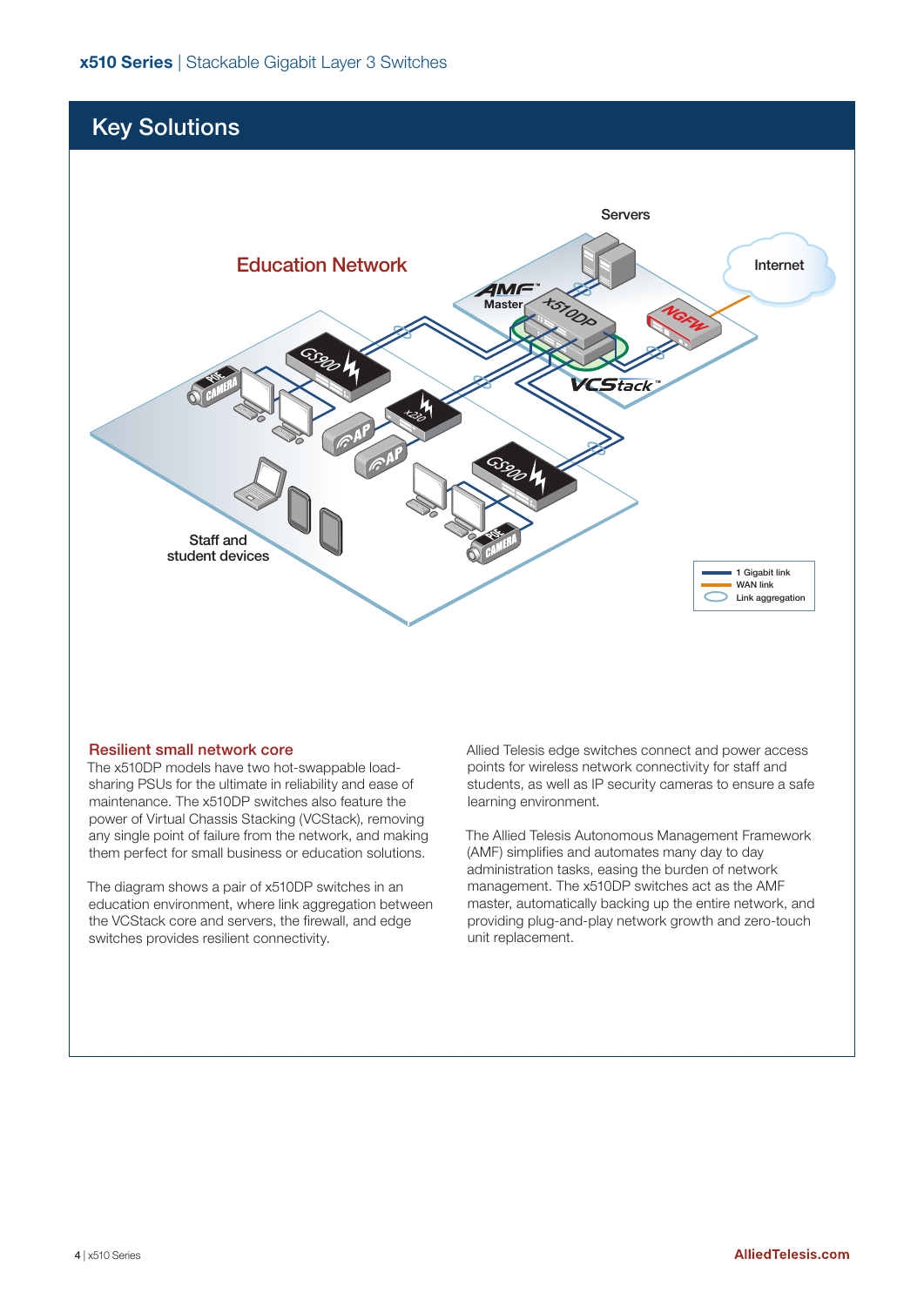## Key Solutions

### Education Network

Servers

Internet

AMF Master

x510DP

NGFW

VCStack

GS900

x230

AP

PoE CAMERA

Staff and student devices

1 Gigabit link
WAN link
Link aggregation

### Resilient small network core

The x510DP models have two hot-swappable load-sharing PSUs for the ultimate in reliability and ease of maintenance. The x510DP switches also feature the power of Virtual Chassis Stacking (VCStack), removing any single point of failure from the network, and making them perfect for small business or education solutions.

The diagram shows a pair of x510DP switches in an education environment, where link aggregation between the VCStack core and servers, the firewall, and edge switches provides resilient connectivity.

Allied Telesis edge switches connect and power access points for wireless network connectivity for staff and students, as well as IP security cameras to ensure a safe learning environment.

The Allied Telesis Autonomous Management Framework (AMF) simplifies and automates many day to day administration tasks, easing the burden of network management. The x510DP switches act as the AMF master, automatically backing up the entire network, and providing plug-and-play network growth and zero-touch unit replacement.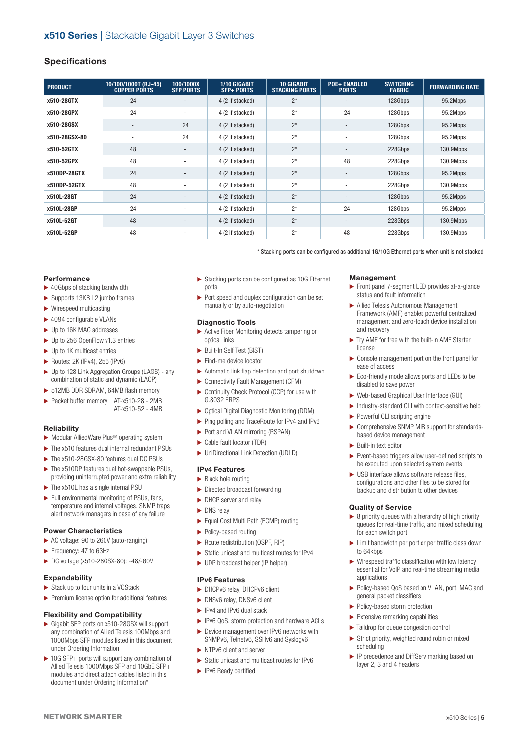## x510 Series | Stackable Gigabit Layer 3 Switches

## Specifications

| PRODUCT | 10/100/1000T (RJ-45) COPPER PORTS | 100/1000X SFP PORTS | 1/10 GIGABIT SFP+ PORTS | 10 GIGABIT STACKING PORTS | POE+ ENABLED PORTS | SWITCHING FABRIC | FORWARDING RATE |
|---|---|---|---|---|---|---|---|
| x510-28GTX | 24 | - | 4 (2 if stacked) | 2* | - | 128Gbps | 95.2Mpps |
| x510-28GPX | 24 | - | 4 (2 if stacked) | 2* | 24 | 128Gbps | 95.2Mpps |
| x510-28GSX | - | 24 | 4 (2 if stacked) | 2* | - | 128Gbps | 95.2Mpps |
| x510-28GSX-80 | - | 24 | 4 (2 if stacked) | 2* | - | 128Gbps | 95.2Mpps |
| x510-52GTX | 48 | - | 4 (2 if stacked) | 2* | - | 228Gbps | 130.9Mpps |
| x510-52GPX | 48 | - | 4 (2 if stacked) | 2* | 48 | 228Gbps | 130.9Mpps |
| x510DP-28GTX | 24 | - | 4 (2 if stacked) | 2* | - | 128Gbps | 95.2Mpps |
| x510DP-52GTX | 48 | - | 4 (2 if stacked) | 2* | - | 228Gbps | 130.9Mpps |
| x510L-28GT | 24 | - | 4 (2 if stacked) | 2* | - | 128Gbps | 95.2Mpps |
| x510L-28GP | 24 | - | 4 (2 if stacked) | 2* | 24 | 128Gbps | 95.2Mpps |
| x510L-52GT | 48 | - | 4 (2 if stacked) | 2* | - | 228Gbps | 130.9Mpps |
| x510L-52GP | 48 | - | 4 (2 if stacked) | 2* | 48 | 228Gbps | 130.9Mpps |

* Stacking ports can be configured as additional 1G/10G Ethernet ports when unit is not stacked

### Performance

- 40Gbps of stacking bandwidth
- Supports 13KB L2 jumbo frames
- Wirespeed multicasting
- 4094 configurable VLANs
- Up to 16K MAC addresses
- Up to 256 OpenFlow v1.3 entries
- Up to 1K multicast entries
- Routes: 2K (IPv4), 256 (IPv6)
- Up to 128 Link Aggregation Groups (LAGS) - any combination of static and dynamic (LACP)
- 512MB DDR SDRAM, 64MB flash memory
- Packet buffer memory: AT-x510-28 - 2MB, AT-x510-52 - 4MB

### Reliability

- Modular AlliedWare Plus™ operating system
- The x510 features dual internal redundant PSUs
- The x510-28GSX-80 features dual DC PSUs
- The x510DP features dual hot-swappable PSUs, providing uninterrupted power and extra reliability
- The x510L has a single internal PSU
- Full environmental monitoring of PSUs, fans, temperature and internal voltages. SNMP traps alert network managers in case of any failure

### Power Characteristics

- AC voltage: 90 to 260V (auto-ranging)
- Frequency: 47 to 63Hz
- DC voltage (x510-28GSX-80): -48/-60V

### Expandability

- Stack up to four units in a VCStack
- Premium license option for additional features

### Flexibility and Compatibility

- Gigabit SFP ports on x510-28GSX will support any combination of Allied Telesis 100Mbps and 1000Mbps SFP modules listed in this document under Ordering Information
- 10G SFP+ ports will support any combination of Allied Telesis 1000Mbps SFP and 10GbE SFP+ modules and direct attach cables listed in this document under Ordering Information*
- Stacking ports can be configured as 10G Ethernet ports
- Port speed and duplex configuration can be set manually or by auto-negotiation

### Diagnostic Tools

- Active Fiber Monitoring detects tampering on optical links
- Built-In Self Test (BIST)
- Find-me device locator
- Automatic link flap detection and port shutdown
- Connectivity Fault Management (CFM)
- Continuity Check Protocol (CCP) for use with G.8032 ERPS
- Optical Digital Diagnostic Monitoring (DDM)
- Ping polling and TraceRoute for IPv4 and IPv6
- Port and VLAN mirroring (RSPAN)
- Cable fault locator (TDR)
- UniDirectional Link Detection (UDLD)

### IPv4 Features

- Black hole routing
- Directed broadcast forwarding
- DHCP server and relay
- DNS relay
- Equal Cost Multi Path (ECMP) routing
- Policy-based routing
- Route redistribution (OSPF, RIP)
- Static unicast and multicast routes for IPv4
- UDP broadcast helper (IP helper)

### IPv6 Features

- DHCPv6 relay, DHCPv6 client
- DNSv6 relay, DNSv6 client
- IPv4 and IPv6 dual stack
- IPv6 QoS, storm protection and hardware ACLs
- Device management over IPv6 networks with SNMPv6, Telnetv6, SSHv6 and Syslogv6
- NTPv6 client and server
- Static unicast and multicast routes for IPv6
- IPv6 Ready certified

### Management

- Front panel 7-segment LED provides at-a-glance status and fault information
- Allied Telesis Autonomous Management Framework (AMF) enables powerful centralized management and zero-touch device installation and recovery
- Try AMF for free with the built-in AMF Starter license
- Console management port on the front panel for ease of access
- Eco-friendly mode allows ports and LEDs to be disabled to save power
- Web-based Graphical User Interface (GUI)
- Industry-standard CLI with context-sensitive help
- Powerful CLI scripting engine
- Comprehensive SNMP MIB support for standards-based device management
- Built-in text editor
- Event-based triggers allow user-defined scripts to be executed upon selected system events
- USB interface allows software release files, configurations and other files to be stored for backup and distribution to other devices

### Quality of Service

- 8 priority queues with a hierarchy of high priority queues for real-time traffic, and mixed scheduling, for each switch port
- Limit bandwidth per port or per traffic class down to 64kbps
- Wirespeed traffic classification with low latency essential for VoIP and real-time streaming media applications
- Policy-based QoS based on VLAN, port, MAC and general packet classifiers
- Policy-based storm protection
- Extensive remarking capabilities
- Taildrop for queue congestion control
- Strict priority, weighted round robin or mixed scheduling
- IP precedence and DiffServ marking based on layer 2, 3 and 4 headers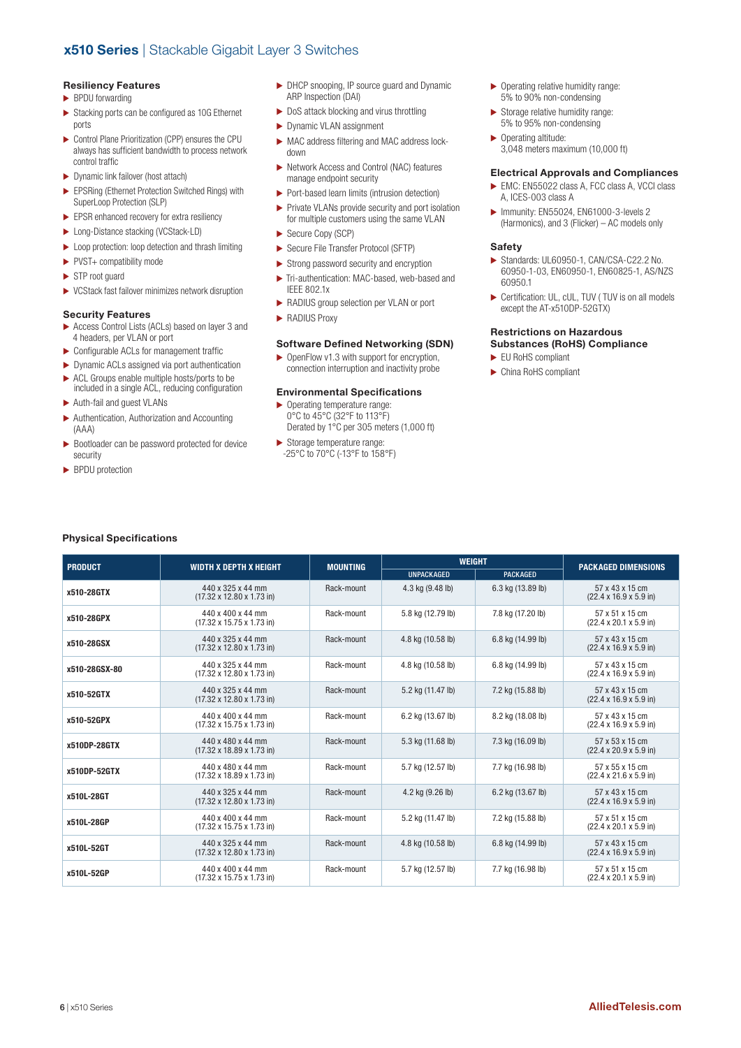# x510 Series | Stackable Gigabit Layer 3 Switches

### Resiliency Features

- BPDU forwarding
- Stacking ports can be configured as 10G Ethernet ports
- Control Plane Prioritization (CPP) ensures the CPU always has sufficient bandwidth to process network control traffic
- Dynamic link failover (host attach)
- EPSRing (Ethernet Protection Switched Rings) with SuperLoop Protection (SLP)
- EPSR enhanced recovery for extra resiliency
- Long-Distance stacking (VCStack-LD)
- Loop protection: loop detection and thrash limiting
- PVST+ compatibility mode
- STP root guard
- VCStack fast failover minimizes network disruption

### Security Features

- Access Control Lists (ACLs) based on layer 3 and 4 headers, per VLAN or port
- Configurable ACLs for management traffic
- Dynamic ACLs assigned via port authentication
- ACL Groups enable multiple hosts/ports to be included in a single ACL, reducing configuration
- Auth-fail and guest VLANs
- Authentication, Authorization and Accounting (AAA)
- Bootloader can be password protected for device security
- BPDU protection
- DHCP snooping, IP source guard and Dynamic ARP Inspection (DAI)
- DoS attack blocking and virus throttling
- Dynamic VLAN assignment
- MAC address filtering and MAC address lock-down
- Network Access and Control (NAC) features manage endpoint security
- Port-based learn limits (intrusion detection)
- Private VLANs provide security and port isolation for multiple customers using the same VLAN
- Secure Copy (SCP)
- Secure File Transfer Protocol (SFTP)
- Strong password security and encryption
- Tri-authentication: MAC-based, web-based and IEEE 802.1x
- RADIUS group selection per VLAN or port
- RADIUS Proxy

### Software Defined Networking (SDN)

- OpenFlow v1.3 with support for encryption, connection interruption and inactivity probe

### Environmental Specifications

- Operating temperature range:
  0°C to 45°C (32°F to 113°F)
  Derated by 1°C per 305 meters (1,000 ft)
- Storage temperature range:
  -25°C to 70°C (-13°F to 158°F)
- Operating relative humidity range:
  5% to 90% non-condensing
- Storage relative humidity range:
  5% to 95% non-condensing
- Operating altitude:
  3,048 meters maximum (10,000 ft)

### Electrical Approvals and Compliances

- EMC: EN55022 class A, FCC class A, VCCI class A, ICES-003 class A
- Immunity: EN55024, EN61000-3-levels 2 (Harmonics), and 3 (Flicker) – AC models only

### Safety

- Standards: UL60950-1, CAN/CSA-C22.2 No. 60950-1-03, EN60950-1, EN60825-1, AS/NZS 60950.1
- Certification: UL, cUL, TUV ( TUV is on all models except the AT-x510DP-52GTX)

### Restrictions on Hazardous Substances (RoHS) Compliance

- EU RoHS compliant
- China RoHS compliant

### Physical Specifications

| PRODUCT | WIDTH X DEPTH X HEIGHT | MOUNTING | WEIGHT | | PACKAGED DIMENSIONS |
|---|---|---|---|---|---|
| | | | UNPACKAGED | PACKAGED | |
| x510-28GTX | 440 x 325 x 44 mm (17.32 x 12.80 x 1.73 in) | Rack-mount | 4.3 kg (9.48 lb) | 6.3 kg (13.89 lb) | 57 x 43 x 15 cm (22.4 x 16.9 x 5.9 in) |
| x510-28GPX | 440 x 400 x 44 mm (17.32 x 15.75 x 1.73 in) | Rack-mount | 5.8 kg (12.79 lb) | 7.8 kg (17.20 lb) | 57 x 51 x 15 cm (22.4 x 20.1 x 5.9 in) |
| x510-28GSX | 440 x 325 x 44 mm (17.32 x 12.80 x 1.73 in) | Rack-mount | 4.8 kg (10.58 lb) | 6.8 kg (14.99 lb) | 57 x 43 x 15 cm (22.4 x 16.9 x 5.9 in) |
| x510-28GSX-80 | 440 x 325 x 44 mm (17.32 x 12.80 x 1.73 in) | Rack-mount | 4.8 kg (10.58 lb) | 6.8 kg (14.99 lb) | 57 x 43 x 15 cm (22.4 x 16.9 x 5.9 in) |
| x510-52GTX | 440 x 325 x 44 mm (17.32 x 12.80 x 1.73 in) | Rack-mount | 5.2 kg (11.47 lb) | 7.2 kg (15.88 lb) | 57 x 43 x 15 cm (22.4 x 16.9 x 5.9 in) |
| x510-52GPX | 440 x 400 x 44 mm (17.32 x 15.75 x 1.73 in) | Rack-mount | 6.2 kg (13.67 lb) | 8.2 kg (18.08 lb) | 57 x 43 x 15 cm (22.4 x 16.9 x 5.9 in) |
| x510DP-28GTX | 440 x 480 x 44 mm (17.32 x 18.89 x 1.73 in) | Rack-mount | 5.3 kg (11.68 lb) | 7.3 kg (16.09 lb) | 57 x 53 x 15 cm (22.4 x 20.9 x 5.9 in) |
| x510DP-52GTX | 440 x 480 x 44 mm (17.32 x 18.89 x 1.73 in) | Rack-mount | 5.7 kg (12.57 lb) | 7.7 kg (16.98 lb) | 57 x 55 x 15 cm (22.4 x 21.6 x 5.9 in) |
| x510L-28GT | 440 x 325 x 44 mm (17.32 x 12.80 x 1.73 in) | Rack-mount | 4.2 kg (9.26 lb) | 6.2 kg (13.67 lb) | 57 x 43 x 15 cm (22.4 x 16.9 x 5.9 in) |
| x510L-28GP | 440 x 400 x 44 mm (17.32 x 15.75 x 1.73 in) | Rack-mount | 5.2 kg (11.47 lb) | 7.2 kg (15.88 lb) | 57 x 51 x 15 cm (22.4 x 20.1 x 5.9 in) |
| x510L-52GT | 440 x 325 x 44 mm (17.32 x 12.80 x 1.73 in) | Rack-mount | 4.8 kg (10.58 lb) | 6.8 kg (14.99 lb) | 57 x 43 x 15 cm (22.4 x 16.9 x 5.9 in) |
| x510L-52GP | 440 x 400 x 44 mm (17.32 x 15.75 x 1.73 in) | Rack-mount | 5.7 kg (12.57 lb) | 7.7 kg (16.98 lb) | 57 x 51 x 15 cm (22.4 x 20.1 x 5.9 in) |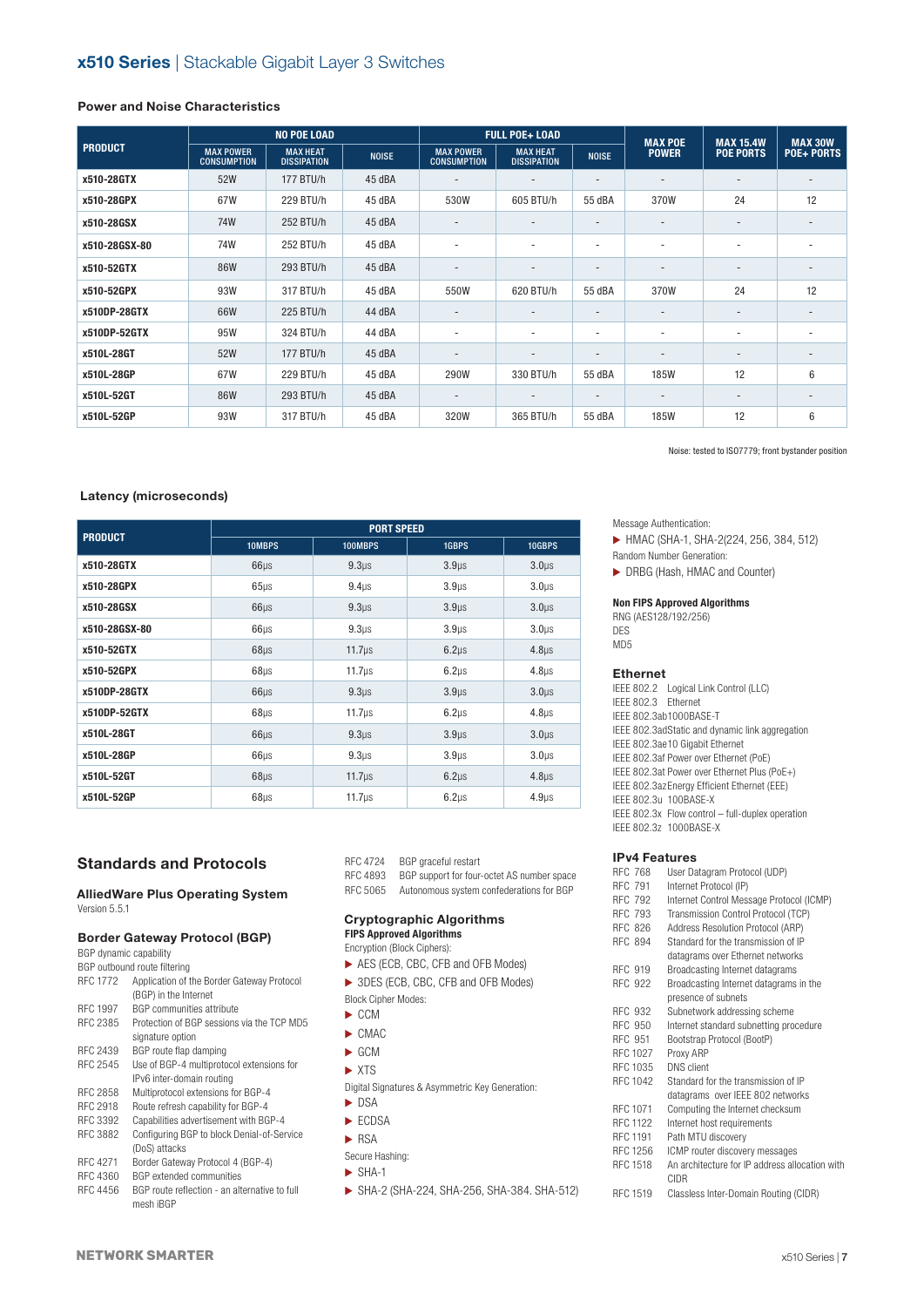## x510 Series | Stackable Gigabit Layer 3 Switches

### Power and Noise Characteristics

| PRODUCT | NO POE LOAD | | | FULL POE+ LOAD | | | MAX POE POWER | MAX 15.4W POE PORTS | MAX 30W POE+ PORTS |
|---|---|---|---|---|---|---|---|---|---|
| | MAX POWER CONSUMPTION | MAX HEAT DISSIPATION | NOISE | MAX POWER CONSUMPTION | MAX HEAT DISSIPATION | NOISE | | | |
| x510-28GTX | 52W | 177 BTU/h | 45 dBA | - | - | - | - | - | - |
| x510-28GPX | 67W | 229 BTU/h | 45 dBA | 530W | 605 BTU/h | 55 dBA | 370W | 24 | 12 |
| x510-28GSX | 74W | 252 BTU/h | 45 dBA | - | - | - | - | - | - |
| x510-28GSX-80 | 74W | 252 BTU/h | 45 dBA | - | - | - | - | - | - |
| x510-52GTX | 86W | 293 BTU/h | 45 dBA | - | - | - | - | - | - |
| x510-52GPX | 93W | 317 BTU/h | 45 dBA | 550W | 620 BTU/h | 55 dBA | 370W | 24 | 12 |
| x510DP-28GTX | 66W | 225 BTU/h | 44 dBA | - | - | - | - | - | - |
| x510DP-52GTX | 95W | 324 BTU/h | 44 dBA | - | - | - | - | - | - |
| x510L-28GT | 52W | 177 BTU/h | 45 dBA | - | - | - | - | - | - |
| x510L-28GP | 67W | 229 BTU/h | 45 dBA | 290W | 330 BTU/h | 55 dBA | 185W | 12 | 6 |
| x510L-52GT | 86W | 293 BTU/h | 45 dBA | - | - | - | - | - | - |
| x510L-52GP | 93W | 317 BTU/h | 45 dBA | 320W | 365 BTU/h | 55 dBA | 185W | 12 | 6 |

Noise: tested to ISO7779; front bystander position

### Latency (microseconds)

| PRODUCT | PORT SPEED | | | |
|---|---|---|---|---|
| | 10MBPS | 100MBPS | 1GBPS | 10GBPS |
| x510-28GTX | 66µs | 9.3µs | 3.9µs | 3.0µs |
| x510-28GPX | 65µs | 9.4µs | 3.9µs | 3.0µs |
| x510-28GSX | 66µs | 9.3µs | 3.9µs | 3.0µs |
| x510-28GSX-80 | 66µs | 9.3µs | 3.9µs | 3.0µs |
| x510-52GTX | 68µs | 11.7µs | 6.2µs | 4.8µs |
| x510-52GPX | 68µs | 11.7µs | 6.2µs | 4.8µs |
| x510DP-28GTX | 66µs | 9.3µs | 3.9µs | 3.0µs |
| x510DP-52GTX | 68µs | 11.7µs | 6.2µs | 4.8µs |
| x510L-28GT | 66µs | 9.3µs | 3.9µs | 3.0µs |
| x510L-28GP | 66µs | 9.3µs | 3.9µs | 3.0µs |
| x510L-52GT | 68µs | 11.7µs | 6.2µs | 4.8µs |
| x510L-52GP | 68µs | 11.7µs | 6.2µs | 4.9µs |

## Standards and Protocols

### AlliedWare Plus Operating System

Version 5.5.1

### Border Gateway Protocol (BGP)

BGP dynamic capability
BGP outbound route filtering

| | |
|---|---|
| RFC 1772 | Application of the Border Gateway Protocol (BGP) in the Internet |
| RFC 1997 | BGP communities attribute |
| RFC 2385 | Protection of BGP sessions via the TCP MD5 signature option |
| RFC 2439 | BGP route flap damping |
| RFC 2545 | Use of BGP-4 multiprotocol extensions for IPv6 inter-domain routing |
| RFC 2858 | Multiprotocol extensions for BGP-4 |
| RFC 2918 | Route refresh capability for BGP-4 |
| RFC 3392 | Capabilities advertisement with BGP-4 |
| RFC 3882 | Configuring BGP to block Denial-of-Service (DoS) attacks |
| RFC 4271 | Border Gateway Protocol 4 (BGP-4) |
| RFC 4360 | BGP extended communities |
| RFC 4456 | BGP route reflection - an alternative to full mesh iBGP |
| RFC 4724 | BGP graceful restart |
| RFC 4893 | BGP support for four-octet AS number space |
| RFC 5065 | Autonomous system confederations for BGP |

### Cryptographic Algorithms

**FIPS Approved Algorithms**

Encryption (Block Ciphers):
- AES (ECB, CBC, CFB and OFB Modes)
- 3DES (ECB, CBC, CFB and OFB Modes)

Block Cipher Modes:
- CCM
- CMAC
- GCM
- XTS

Digital Signatures & Asymmetric Key Generation:
- DSA
- ECDSA
- RSA

Secure Hashing:
- SHA-1
- SHA-2 (SHA-224, SHA-256, SHA-384. SHA-512)

Message Authentication:
- HMAC (SHA-1, SHA-2(224, 256, 384, 512)

Random Number Generation:
- DRBG (Hash, HMAC and Counter)

**Non FIPS Approved Algorithms**

RNG (AES128/192/256)
DES
MD5

### Ethernet

| | |
|---|---|
| IEEE 802.2 | Logical Link Control (LLC) |
| IEEE 802.3 | Ethernet |
| IEEE 802.3ab | 1000BASE-T |
| IEEE 802.3ad | Static and dynamic link aggregation |
| IEEE 802.3ae | 10 Gigabit Ethernet |
| IEEE 802.3af | Power over Ethernet (PoE) |
| IEEE 802.3at | Power over Ethernet Plus (PoE+) |
| IEEE 802.3az | Energy Efficient Ethernet (EEE) |
| IEEE 802.3u | 100BASE-X |
| IEEE 802.3x | Flow control – full-duplex operation |
| IEEE 802.3z | 1000BASE-X |

### IPv4 Features

| | |
|---|---|
| RFC 768 | User Datagram Protocol (UDP) |
| RFC 791 | Internet Protocol (IP) |
| RFC 792 | Internet Control Message Protocol (ICMP) |
| RFC 793 | Transmission Control Protocol (TCP) |
| RFC 826 | Address Resolution Protocol (ARP) |
| RFC 894 | Standard for the transmission of IP datagrams over Ethernet networks |
| RFC 919 | Broadcasting Internet datagrams |
| RFC 922 | Broadcasting Internet datagrams in the presence of subnets |
| RFC 932 | Subnetwork addressing scheme |
| RFC 950 | Internet standard subnetting procedure |
| RFC 951 | Bootstrap Protocol (BootP) |
| RFC 1027 | Proxy ARP |
| RFC 1035 | DNS client |
| RFC 1042 | Standard for the transmission of IP datagrams over IEEE 802 networks |
| RFC 1071 | Computing the Internet checksum |
| RFC 1122 | Internet host requirements |
| RFC 1191 | Path MTU discovery |
| RFC 1256 | ICMP router discovery messages |
| RFC 1518 | An architecture for IP address allocation with CIDR |
| RFC 1519 | Classless Inter-Domain Routing (CIDR) |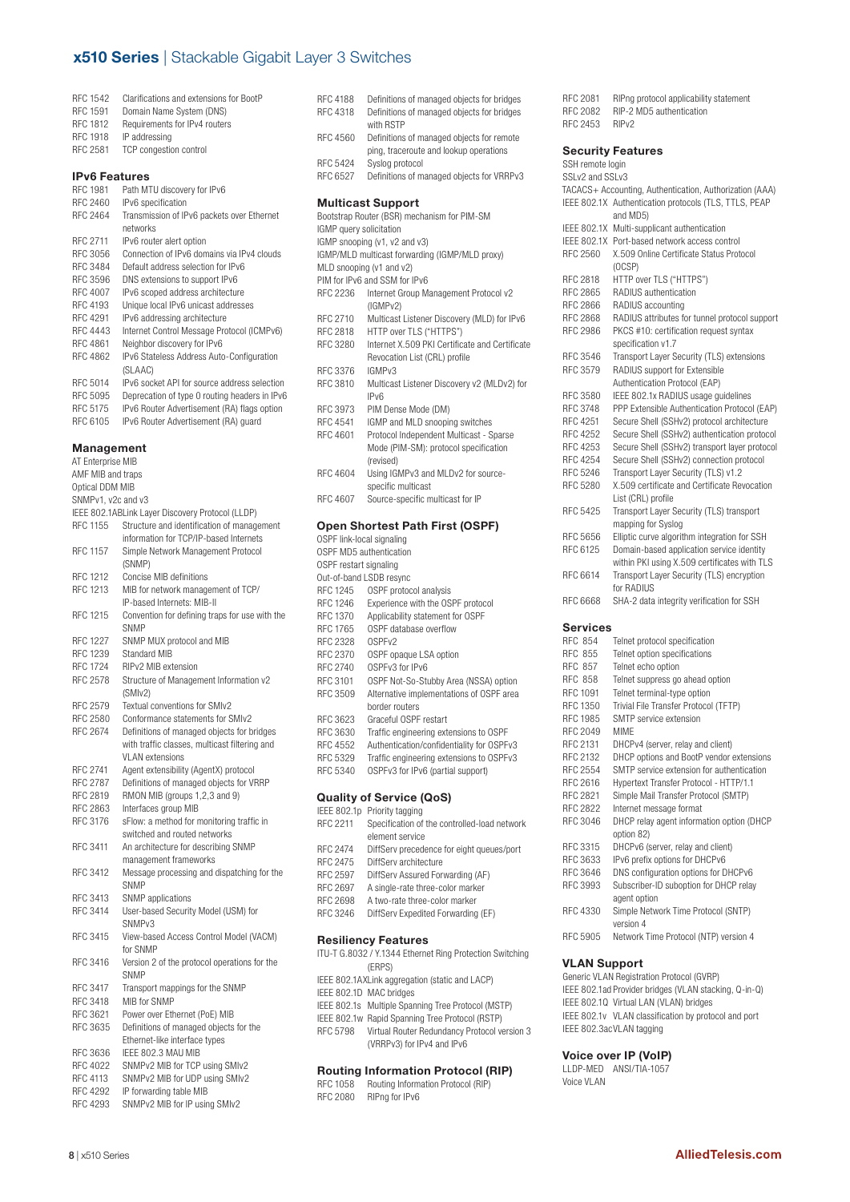RFC 1542 Clarifications and extensions for BootP
RFC 1591 Domain Name System (DNS)
RFC 1812 Requirements for IPv4 routers
RFC 1918 IP addressing
RFC 2581 TCP congestion control

### IPv6 Features

RFC 1981 Path MTU discovery for IPv6
RFC 2460 IPv6 specification
RFC 2464 Transmission of IPv6 packets over Ethernet networks
RFC 2711 IPv6 router alert option
RFC 3056 Connection of IPv6 domains via IPv4 clouds
RFC 3484 Default address selection for IPv6
RFC 3596 DNS extensions to support IPv6
RFC 4007 IPv6 scoped address architecture
RFC 4193 Unique local IPv6 unicast addresses
RFC 4291 IPv6 addressing architecture
RFC 4443 Internet Control Message Protocol (ICMPv6)
RFC 4861 Neighbor discovery for IPv6
RFC 4862 IPv6 Stateless Address Auto-Configuration (SLAAC)
RFC 5014 IPv6 socket API for source address selection
RFC 5095 Deprecation of type 0 routing headers in IPv6
RFC 5175 IPv6 Router Advertisement (RA) flags option
RFC 6105 IPv6 Router Advertisement (RA) guard

### Management

AT Enterprise MIB
AMF MIB and traps
Optical DDM MIB
SNMPv1, v2c and v3
IEEE 802.1AB Link Layer Discovery Protocol (LLDP)
RFC 1155 Structure and identification of management information for TCP/IP-based Internets
RFC 1157 Simple Network Management Protocol (SNMP)
RFC 1212 Concise MIB definitions
RFC 1213 MIB for network management of TCP/IP-based Internets: MIB-II
RFC 1215 Convention for defining traps for use with the SNMP
RFC 1227 SNMP MUX protocol and MIB
RFC 1239 Standard MIB
RFC 1724 RIPv2 MIB extension
RFC 2578 Structure of Management Information v2 (SMIv2)
RFC 2579 Textual conventions for SMIv2
RFC 2580 Conformance statements for SMIv2
RFC 2674 Definitions of managed objects for bridges with traffic classes, multicast filtering and VLAN extensions
RFC 2741 Agent extensibility (AgentX) protocol
RFC 2787 Definitions of managed objects for VRRP
RFC 2819 RMON MIB (groups 1,2,3 and 9)
RFC 2863 Interfaces group MIB
RFC 3176 sFlow: a method for monitoring traffic in switched and routed networks
RFC 3411 An architecture for describing SNMP management frameworks
RFC 3412 Message processing and dispatching for the SNMP
RFC 3413 SNMP applications
RFC 3414 User-based Security Model (USM) for SNMPv3
RFC 3415 View-based Access Control Model (VACM) for SNMP
RFC 3416 Version 2 of the protocol operations for the SNMP
RFC 3417 Transport mappings for the SNMP
RFC 3418 MIB for SNMP
RFC 3621 Power over Ethernet (PoE) MIB
RFC 3635 Definitions of managed objects for the Ethernet-like interface types
RFC 3636 IEEE 802.3 MAU MIB
RFC 4022 SNMPv2 MIB for TCP using SMIv2
RFC 4113 SNMPv2 MIB for UDP using SMIv2
RFC 4292 IP forwarding table MIB
RFC 4293 SNMPv2 MIB for IP using SMIv2
RFC 4188 Definitions of managed objects for bridges
RFC 4318 Definitions of managed objects for bridges with RSTP
RFC 4560 Definitions of managed objects for remote ping, traceroute and lookup operations
RFC 5424 Syslog protocol
RFC 6527 Definitions of managed objects for VRRPv3

### Multicast Support

Bootstrap Router (BSR) mechanism for PIM-SM
IGMP query solicitation
IGMP snooping (v1, v2 and v3)
IGMP/MLD multicast forwarding (IGMP/MLD proxy)
MLD snooping (v1 and v2)
PIM for IPv6 and SSM for IPv6
RFC 2236 Internet Group Management Protocol v2 (IGMPv2)
RFC 2710 Multicast Listener Discovery (MLD) for IPv6
RFC 2818 HTTP over TLS ("HTTPS")
RFC 3280 Internet X.509 PKI Certificate and Certificate Revocation List (CRL) profile
RFC 3376 IGMPv3
RFC 3810 Multicast Listener Discovery v2 (MLDv2) for IPv6
RFC 3973 PIM Dense Mode (DM)
RFC 4541 IGMP and MLD snooping switches
RFC 4601 Protocol Independent Multicast - Sparse Mode (PIM-SM): protocol specification (revised)
RFC 4604 Using IGMPv3 and MLDv2 for source-specific multicast
RFC 4607 Source-specific multicast for IP

### Open Shortest Path First (OSPF)

OSPF link-local signaling
OSPF MD5 authentication
OSPF restart signaling
Out-of-band LSDB resync
RFC 1245 OSPF protocol analysis
RFC 1246 Experience with the OSPF protocol
RFC 1370 Applicability statement for OSPF
RFC 1765 OSPF database overflow
RFC 2328 OSPFv2
RFC 2370 OSPF opaque LSA option
RFC 2740 OSPFv3 for IPv6
RFC 3101 OSPF Not-So-Stubby Area (NSSA) option
RFC 3509 Alternative implementations of OSPF area border routers
RFC 3623 Graceful OSPF restart
RFC 3630 Traffic engineering extensions to OSPF
RFC 4552 Authentication/confidentiality for OSPFv3
RFC 5329 Traffic engineering extensions to OSPFv3
RFC 5340 OSPFv3 for IPv6 (partial support)

### Quality of Service (QoS)

IEEE 802.1p Priority tagging
RFC 2211 Specification of the controlled-load network element service
RFC 2474 DiffServ precedence for eight queues/port
RFC 2475 DiffServ architecture
RFC 2597 DiffServ Assured Forwarding (AF)
RFC 2697 A single-rate three-color marker
RFC 2698 A two-rate three-color marker
RFC 3246 DiffServ Expedited Forwarding (EF)

### Resiliency Features

ITU-T G.8032 / Y.1344 Ethernet Ring Protection Switching (ERPS)
IEEE 802.1AX Link aggregation (static and LACP)
IEEE 802.1D MAC bridges
IEEE 802.1s Multiple Spanning Tree Protocol (MSTP)
IEEE 802.1w Rapid Spanning Tree Protocol (RSTP)
RFC 5798 Virtual Router Redundancy Protocol version 3 (VRRPv3) for IPv4 and IPv6

### Routing Information Protocol (RIP)

RFC 1058 Routing Information Protocol (RIP)
RFC 2080 RIPng for IPv6
RFC 2081 RIPng protocol applicability statement
RFC 2082 RIP-2 MD5 authentication
RFC 2453 RIPv2

### Security Features

SSH remote login
SSLv2 and SSLv3
TACACS+ Accounting, Authentication, Authorization (AAA)
IEEE 802.1X Authentication protocols (TLS, TTLS, PEAP and MD5)
IEEE 802.1X Multi-supplicant authentication
IEEE 802.1X Port-based network access control
RFC 2560 X.509 Online Certificate Status Protocol (OCSP)
RFC 2818 HTTP over TLS ("HTTPS")
RFC 2865 RADIUS authentication
RFC 2866 RADIUS accounting
RFC 2868 RADIUS attributes for tunnel protocol support
RFC 2986 PKCS #10: certification request syntax specification v1.7
RFC 3546 Transport Layer Security (TLS) extensions
RFC 3579 RADIUS support for Extensible Authentication Protocol (EAP)
RFC 3580 IEEE 802.1x RADIUS usage guidelines
RFC 3748 PPP Extensible Authentication Protocol (EAP)
RFC 4251 Secure Shell (SSHv2) protocol architecture
RFC 4252 Secure Shell (SSHv2) authentication protocol
RFC 4253 Secure Shell (SSHv2) transport layer protocol
RFC 4254 Secure Shell (SSHv2) connection protocol
RFC 5246 Transport Layer Security (TLS) v1.2
RFC 5280 X.509 certificate and Certificate Revocation List (CRL) profile
RFC 5425 Transport Layer Security (TLS) transport mapping for Syslog
RFC 5656 Elliptic curve algorithm integration for SSH
RFC 6125 Domain-based application service identity within PKI using X.509 certificates with TLS
RFC 6614 Transport Layer Security (TLS) encryption for RADIUS
RFC 6668 SHA-2 data integrity verification for SSH

### Services

RFC 854 Telnet protocol specification
RFC 855 Telnet option specifications
RFC 857 Telnet echo option
RFC 858 Telnet suppress go ahead option
RFC 1091 Telnet terminal-type option
RFC 1350 Trivial File Transfer Protocol (TFTP)
RFC 1985 SMTP service extension
RFC 2049 MIME
RFC 2131 DHCPv4 (server, relay and client)
RFC 2132 DHCP options and BootP vendor extensions
RFC 2554 SMTP service extension for authentication
RFC 2616 Hypertext Transfer Protocol - HTTP/1.1
RFC 2821 Simple Mail Transfer Protocol (SMTP)
RFC 2822 Internet message format
RFC 3046 DHCP relay agent information option (DHCP option 82)
RFC 3315 DHCPv6 (server, relay and client)
RFC 3633 IPv6 prefix options for DHCPv6
RFC 3646 DNS configuration options for DHCPv6
RFC 3993 Subscriber-ID suboption for DHCP relay agent option
RFC 4330 Simple Network Time Protocol (SNTP) version 4
RFC 5905 Network Time Protocol (NTP) version 4

### VLAN Support

Generic VLAN Registration Protocol (GVRP)
IEEE 802.1ad Provider bridges (VLAN stacking, Q-in-Q)
IEEE 802.1Q Virtual LAN (VLAN) bridges
IEEE 802.1v VLAN classification by protocol and port
IEEE 802.3ac VLAN tagging

### Voice over IP (VoIP)

LLDP-MED ANSI/TIA-1057
Voice VLAN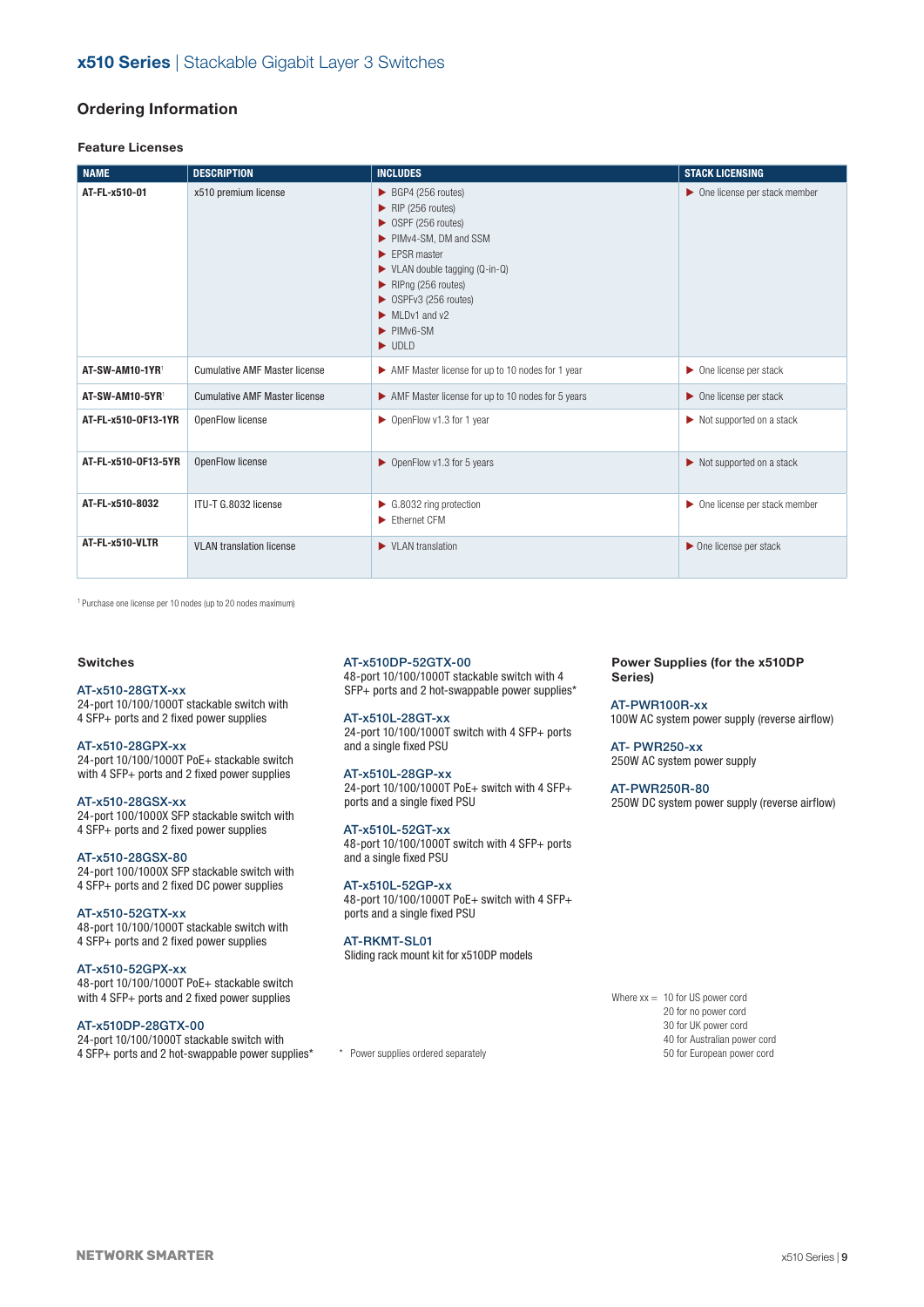# x510 Series | Stackable Gigabit Layer 3 Switches

## Ordering Information

### Feature Licenses

| NAME | DESCRIPTION | INCLUDES | STACK LICENSING |
|---|---|---|---|
| AT-FL-x510-01 | x510 premium license | ▶ BGP4 (256 routes)<br>▶ RIP (256 routes)<br>▶ OSPF (256 routes)<br>▶ PIMv4-SM, DM and SSM<br>▶ EPSR master<br>▶ VLAN double tagging (Q-in-Q)<br>▶ RIPng (256 routes)<br>▶ OSPFv3 (256 routes)<br>▶ MLDv1 and v2<br>▶ PIMv6-SM<br>▶ UDLD | ▶ One license per stack member |
| AT-SW-AM10-1YR[1] | Cumulative AMF Master license | ▶ AMF Master license for up to 10 nodes for 1 year | ▶ One license per stack |
| AT-SW-AM10-5YR[1] | Cumulative AMF Master license | ▶ AMF Master license for up to 10 nodes for 5 years | ▶ One license per stack |
| AT-FL-x510-OF13-1YR | OpenFlow license | ▶ OpenFlow v1.3 for 1 year | ▶ Not supported on a stack |
| AT-FL-x510-OF13-5YR | OpenFlow license | ▶ OpenFlow v1.3 for 5 years | ▶ Not supported on a stack |
| AT-FL-x510-8032 | ITU-T G.8032 license | ▶ G.8032 ring protection<br>▶ Ethernet CFM | ▶ One license per stack member |
| AT-FL-x510-VLTR | VLAN translation license | ▶ VLAN translation | ▶ One license per stack |

[1] Purchase one license per 10 nodes (up to 20 nodes maximum)

### Switches

**AT-x510-28GTX-xx**
24-port 10/100/1000T stackable switch with 4 SFP+ ports and 2 fixed power supplies

**AT-x510-28GPX-xx**
24-port 10/100/1000T PoE+ stackable switch with 4 SFP+ ports and 2 fixed power supplies

**AT-x510-28GSX-xx**
24-port 100/1000X SFP stackable switch with 4 SFP+ ports and 2 fixed power supplies

**AT-x510-28GSX-80**
24-port 100/1000X SFP stackable switch with 4 SFP+ ports and 2 fixed DC power supplies

**AT-x510-52GTX-xx**
48-port 10/100/1000T stackable switch with 4 SFP+ ports and 2 fixed power supplies

**AT-x510-52GPX-xx**
48-port 10/100/1000T PoE+ stackable switch with 4 SFP+ ports and 2 fixed power supplies

**AT-x510DP-28GTX-00**
24-port 10/100/1000T stackable switch with 4 SFP+ ports and 2 hot-swappable power supplies*

**AT-x510DP-52GTX-00**
48-port 10/100/1000T stackable switch with 4 SFP+ ports and 2 hot-swappable power supplies*

**AT-x510L-28GT-xx**
24-port 10/100/1000T switch with 4 SFP+ ports and a single fixed PSU

**AT-x510L-28GP-xx**
24-port 10/100/1000T PoE+ switch with 4 SFP+ ports and a single fixed PSU

**AT-x510L-52GT-xx**
48-port 10/100/1000T switch with 4 SFP+ ports and a single fixed PSU

**AT-x510L-52GP-xx**
48-port 10/100/1000T PoE+ switch with 4 SFP+ ports and a single fixed PSU

**AT-RKMT-SL01**
Sliding rack mount kit for x510DP models

* Power supplies ordered separately

### Power Supplies (for the x510DP Series)

**AT-PWR100R-xx**
100W AC system power supply (reverse airflow)

**AT- PWR250-xx**
250W AC system power supply

**AT-PWR250R-80**
250W DC system power supply (reverse airflow)

Where xx =
10 for US power cord
20 for no power cord
30 for UK power cord
40 for Australian power cord
50 for European power cord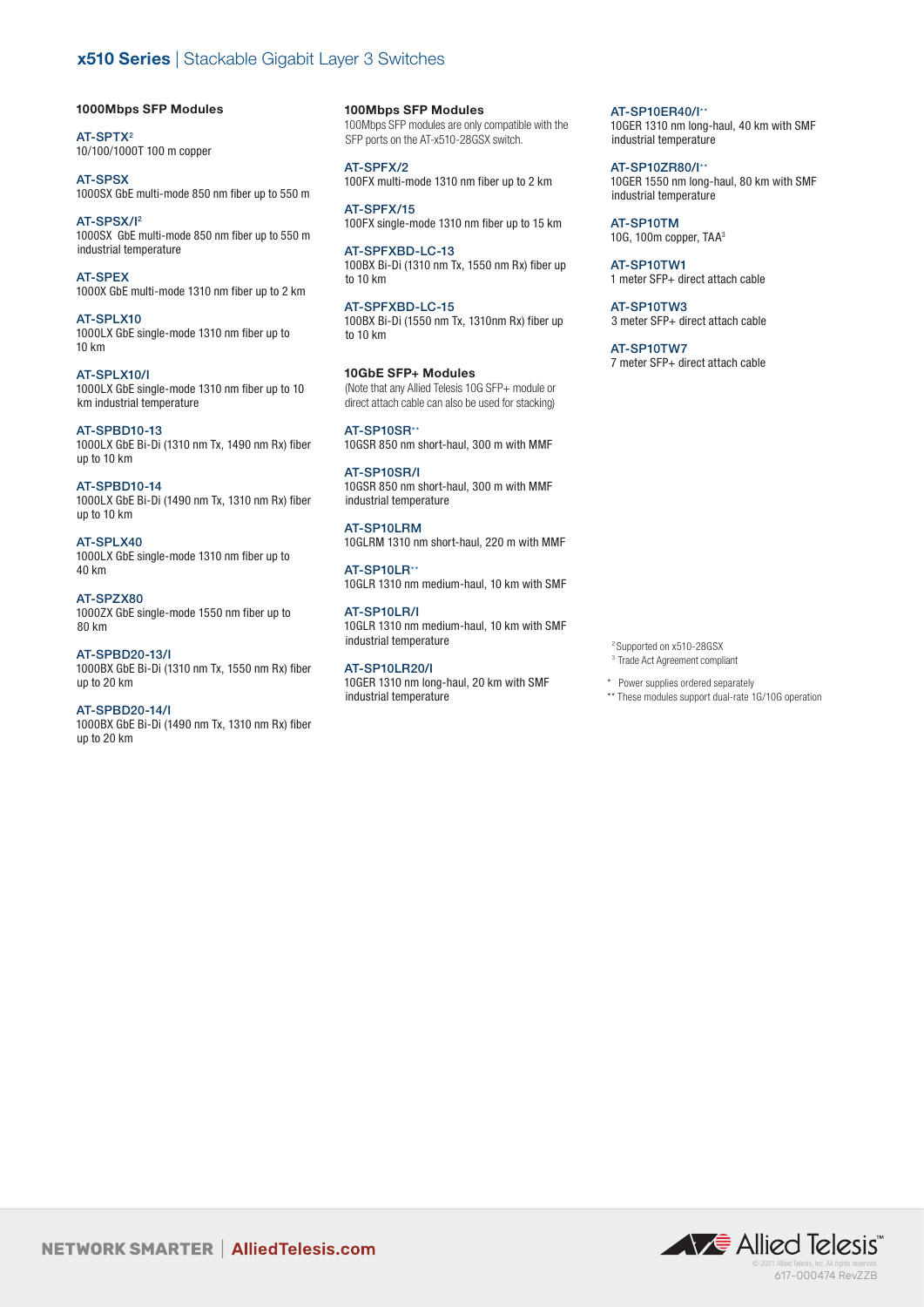### 1000Mbps SFP Modules

**AT-SPTX**[2]
10/100/1000T 100 m copper

**AT-SPSX**
1000SX GbE multi-mode 850 nm fiber up to 550 m

**AT-SPSX/I**[2]
1000SX GbE multi-mode 850 nm fiber up to 550 m industrial temperature

**AT-SPEX**
1000X GbE multi-mode 1310 nm fiber up to 2 km

**AT-SPLX10**
1000LX GbE single-mode 1310 nm fiber up to 10 km

**AT-SPLX10/I**
1000LX GbE single-mode 1310 nm fiber up to 10 km industrial temperature

**AT-SPBD10-13**
1000LX GbE Bi-Di (1310 nm Tx, 1490 nm Rx) fiber up to 10 km

**AT-SPBD10-14**
1000LX GbE Bi-Di (1490 nm Tx, 1310 nm Rx) fiber up to 10 km

**AT-SPLX40**
1000LX GbE single-mode 1310 nm fiber up to 40 km

**AT-SPZX80**
1000ZX GbE single-mode 1550 nm fiber up to 80 km

**AT-SPBD20-13/I**
1000BX GbE Bi-Di (1310 nm Tx, 1550 nm Rx) fiber up to 20 km

**AT-SPBD20-14/I**
1000BX GbE Bi-Di (1490 nm Tx, 1310 nm Rx) fiber up to 20 km

### 100Mbps SFP Modules

100Mbps SFP modules are only compatible with the SFP ports on the AT-x510-28GSX switch.

**AT-SPFX/2**
100FX multi-mode 1310 nm fiber up to 2 km

**AT-SPFX/15**
100FX single-mode 1310 nm fiber up to 15 km

**AT-SPFXBD-LC-13**
100BX Bi-Di (1310 nm Tx, 1550 nm Rx) fiber up to 10 km

**AT-SPFXBD-LC-15**
100BX Bi-Di (1550 nm Tx, 1310nm Rx) fiber up to 10 km

### 10GbE SFP+ Modules

(Note that any Allied Telesis 10G SFP+ module or direct attach cable can also be used for stacking)

**AT-SP10SR****
10GSR 850 nm short-haul, 300 m with MMF

**AT-SP10SR/I**
10GSR 850 nm short-haul, 300 m with MMF industrial temperature

**AT-SP10LRM**
10GLRM 1310 nm short-haul, 220 m with MMF

**AT-SP10LR****
10GLR 1310 nm medium-haul, 10 km with SMF

**AT-SP10LR/I**
10GLR 1310 nm medium-haul, 10 km with SMF industrial temperature

**AT-SP10LR20/I**
10GER 1310 nm long-haul, 20 km with SMF industrial temperature

**AT-SP10ER40/I****
10GER 1310 nm long-haul, 40 km with SMF industrial temperature

**AT-SP10ZR80/I****
10GER 1550 nm long-haul, 80 km with SMF industrial temperature

**AT-SP10TM**
10G, 100m copper, TAA[3]

**AT-SP10TW1**
1 meter SFP+ direct attach cable

**AT-SP10TW3**
3 meter SFP+ direct attach cable

**AT-SP10TW7**
7 meter SFP+ direct attach cable

[2] Supported on x510-28GSX
[3] Trade Act Agreement compliant

\* Power supplies ordered separately
** These modules support dual-rate 1G/10G operation

NETWORK SMARTER | AlliedTelesis.com

© 2021 Allied Telesis, Inc. All rights reserved.
617-000474 RevZZB